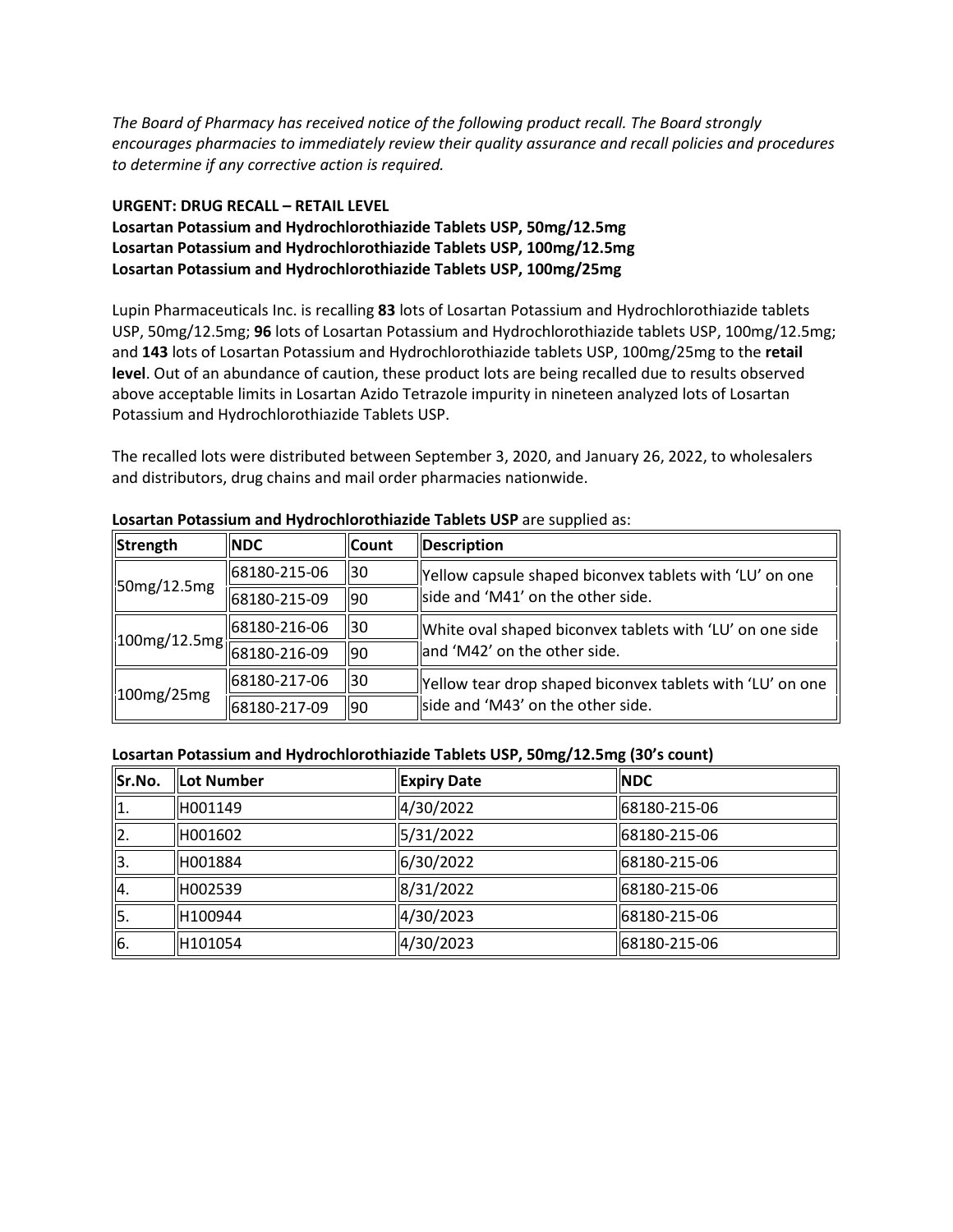*The Board of Pharmacy has received notice of the following product recall. The Board strongly encourages pharmacies to immediately review their quality assurance and recall policies and procedures to determine if any corrective action is required.*

**URGENT: DRUG RECALL – RETAIL LEVEL**
**Losartan Potassium and Hydrochlorothiazide Tablets USP, 50mg/12.5mg**
**Losartan Potassium and Hydrochlorothiazide Tablets USP, 100mg/12.5mg**
**Losartan Potassium and Hydrochlorothiazide Tablets USP, 100mg/25mg**

Lupin Pharmaceuticals Inc. is recalling **83** lots of Losartan Potassium and Hydrochlorothiazide tablets USP, 50mg/12.5mg; **96** lots of Losartan Potassium and Hydrochlorothiazide tablets USP, 100mg/12.5mg; and **143** lots of Losartan Potassium and Hydrochlorothiazide tablets USP, 100mg/25mg to the **retail level**. Out of an abundance of caution, these product lots are being recalled due to results observed above acceptable limits in Losartan Azido Tetrazole impurity in nineteen analyzed lots of Losartan Potassium and Hydrochlorothiazide Tablets USP.

The recalled lots were distributed between September 3, 2020, and January 26, 2022, to wholesalers and distributors, drug chains and mail order pharmacies nationwide.

**Losartan Potassium and Hydrochlorothiazide Tablets USP** are supplied as:

| Strength | NDC | Count | Description |
|---|---|---|---|
| 50mg/12.5mg | 68180-215-06 | 30 | Yellow capsule shaped biconvex tablets with 'LU' on one side and 'M41' on the other side. |
| | 68180-215-09 | 90 | |
| 100mg/12.5mg | 68180-216-06 | 30 | White oval shaped biconvex tablets with 'LU' on one side and 'M42' on the other side. |
| | 68180-216-09 | 90 | |
| 100mg/25mg | 68180-217-06 | 30 | Yellow tear drop shaped biconvex tablets with 'LU' on one side and 'M43' on the other side. |
| | 68180-217-09 | 90 | |

**Losartan Potassium and Hydrochlorothiazide Tablets USP, 50mg/12.5mg (30's count)**

| Sr.No. | Lot Number | Expiry Date | NDC |
|---|---|---|---|
| 1. | H001149 | 4/30/2022 | 68180-215-06 |
| 2. | H001602 | 5/31/2022 | 68180-215-06 |
| 3. | H001884 | 6/30/2022 | 68180-215-06 |
| 4. | H002539 | 8/31/2022 | 68180-215-06 |
| 5. | H100944 | 4/30/2023 | 68180-215-06 |
| 6. | H101054 | 4/30/2023 | 68180-215-06 |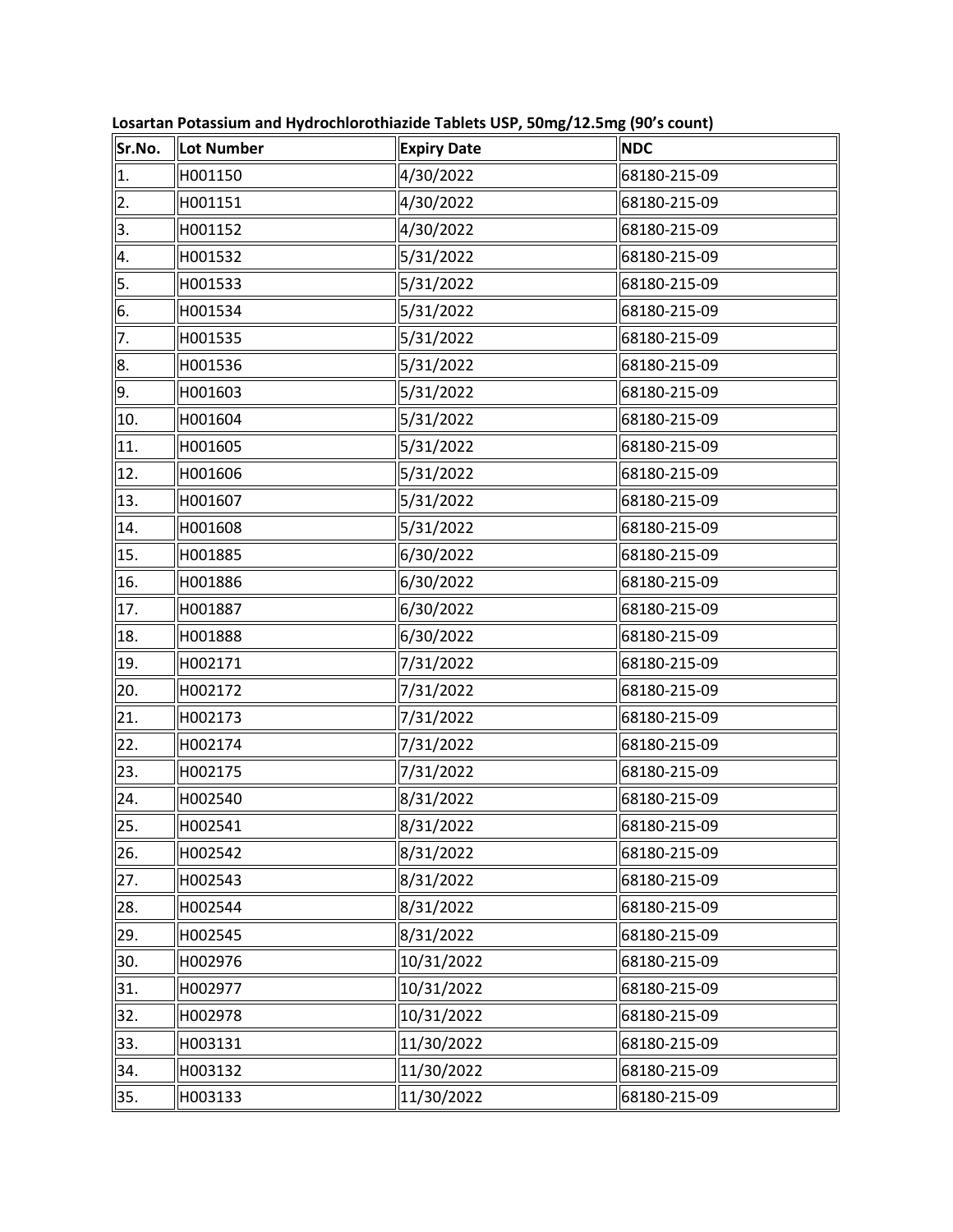**Losartan Potassium and Hydrochlorothiazide Tablets USP, 50mg/12.5mg (90's count)**

| Sr.No. | Lot Number | Expiry Date | NDC |
|---|---|---|---|
| 1. | H001150 | 4/30/2022 | 68180-215-09 |
| 2. | H001151 | 4/30/2022 | 68180-215-09 |
| 3. | H001152 | 4/30/2022 | 68180-215-09 |
| 4. | H001532 | 5/31/2022 | 68180-215-09 |
| 5. | H001533 | 5/31/2022 | 68180-215-09 |
| 6. | H001534 | 5/31/2022 | 68180-215-09 |
| 7. | H001535 | 5/31/2022 | 68180-215-09 |
| 8. | H001536 | 5/31/2022 | 68180-215-09 |
| 9. | H001603 | 5/31/2022 | 68180-215-09 |
| 10. | H001604 | 5/31/2022 | 68180-215-09 |
| 11. | H001605 | 5/31/2022 | 68180-215-09 |
| 12. | H001606 | 5/31/2022 | 68180-215-09 |
| 13. | H001607 | 5/31/2022 | 68180-215-09 |
| 14. | H001608 | 5/31/2022 | 68180-215-09 |
| 15. | H001885 | 6/30/2022 | 68180-215-09 |
| 16. | H001886 | 6/30/2022 | 68180-215-09 |
| 17. | H001887 | 6/30/2022 | 68180-215-09 |
| 18. | H001888 | 6/30/2022 | 68180-215-09 |
| 19. | H002171 | 7/31/2022 | 68180-215-09 |
| 20. | H002172 | 7/31/2022 | 68180-215-09 |
| 21. | H002173 | 7/31/2022 | 68180-215-09 |
| 22. | H002174 | 7/31/2022 | 68180-215-09 |
| 23. | H002175 | 7/31/2022 | 68180-215-09 |
| 24. | H002540 | 8/31/2022 | 68180-215-09 |
| 25. | H002541 | 8/31/2022 | 68180-215-09 |
| 26. | H002542 | 8/31/2022 | 68180-215-09 |
| 27. | H002543 | 8/31/2022 | 68180-215-09 |
| 28. | H002544 | 8/31/2022 | 68180-215-09 |
| 29. | H002545 | 8/31/2022 | 68180-215-09 |
| 30. | H002976 | 10/31/2022 | 68180-215-09 |
| 31. | H002977 | 10/31/2022 | 68180-215-09 |
| 32. | H002978 | 10/31/2022 | 68180-215-09 |
| 33. | H003131 | 11/30/2022 | 68180-215-09 |
| 34. | H003132 | 11/30/2022 | 68180-215-09 |
| 35. | H003133 | 11/30/2022 | 68180-215-09 |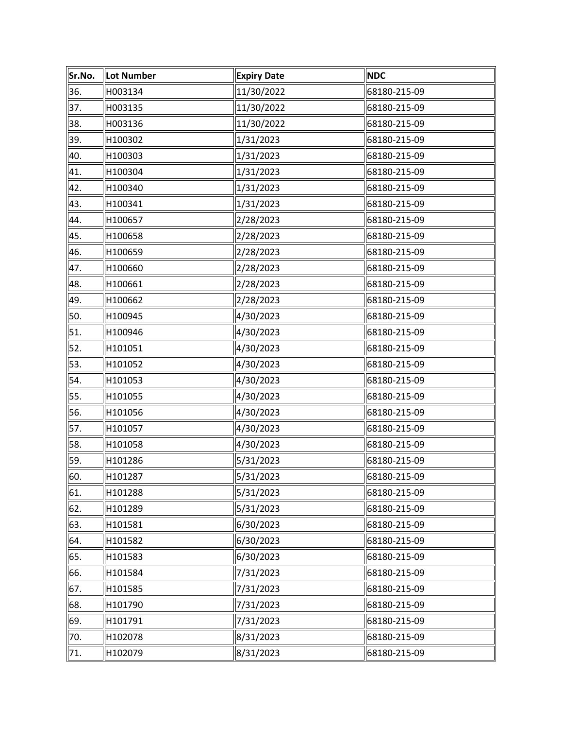| Sr.No. | Lot Number | Expiry Date | NDC |
|---|---|---|---|
| 36. | H003134 | 11/30/2022 | 68180-215-09 |
| 37. | H003135 | 11/30/2022 | 68180-215-09 |
| 38. | H003136 | 11/30/2022 | 68180-215-09 |
| 39. | H100302 | 1/31/2023 | 68180-215-09 |
| 40. | H100303 | 1/31/2023 | 68180-215-09 |
| 41. | H100304 | 1/31/2023 | 68180-215-09 |
| 42. | H100340 | 1/31/2023 | 68180-215-09 |
| 43. | H100341 | 1/31/2023 | 68180-215-09 |
| 44. | H100657 | 2/28/2023 | 68180-215-09 |
| 45. | H100658 | 2/28/2023 | 68180-215-09 |
| 46. | H100659 | 2/28/2023 | 68180-215-09 |
| 47. | H100660 | 2/28/2023 | 68180-215-09 |
| 48. | H100661 | 2/28/2023 | 68180-215-09 |
| 49. | H100662 | 2/28/2023 | 68180-215-09 |
| 50. | H100945 | 4/30/2023 | 68180-215-09 |
| 51. | H100946 | 4/30/2023 | 68180-215-09 |
| 52. | H101051 | 4/30/2023 | 68180-215-09 |
| 53. | H101052 | 4/30/2023 | 68180-215-09 |
| 54. | H101053 | 4/30/2023 | 68180-215-09 |
| 55. | H101055 | 4/30/2023 | 68180-215-09 |
| 56. | H101056 | 4/30/2023 | 68180-215-09 |
| 57. | H101057 | 4/30/2023 | 68180-215-09 |
| 58. | H101058 | 4/30/2023 | 68180-215-09 |
| 59. | H101286 | 5/31/2023 | 68180-215-09 |
| 60. | H101287 | 5/31/2023 | 68180-215-09 |
| 61. | H101288 | 5/31/2023 | 68180-215-09 |
| 62. | H101289 | 5/31/2023 | 68180-215-09 |
| 63. | H101581 | 6/30/2023 | 68180-215-09 |
| 64. | H101582 | 6/30/2023 | 68180-215-09 |
| 65. | H101583 | 6/30/2023 | 68180-215-09 |
| 66. | H101584 | 7/31/2023 | 68180-215-09 |
| 67. | H101585 | 7/31/2023 | 68180-215-09 |
| 68. | H101790 | 7/31/2023 | 68180-215-09 |
| 69. | H101791 | 7/31/2023 | 68180-215-09 |
| 70. | H102078 | 8/31/2023 | 68180-215-09 |
| 71. | H102079 | 8/31/2023 | 68180-215-09 |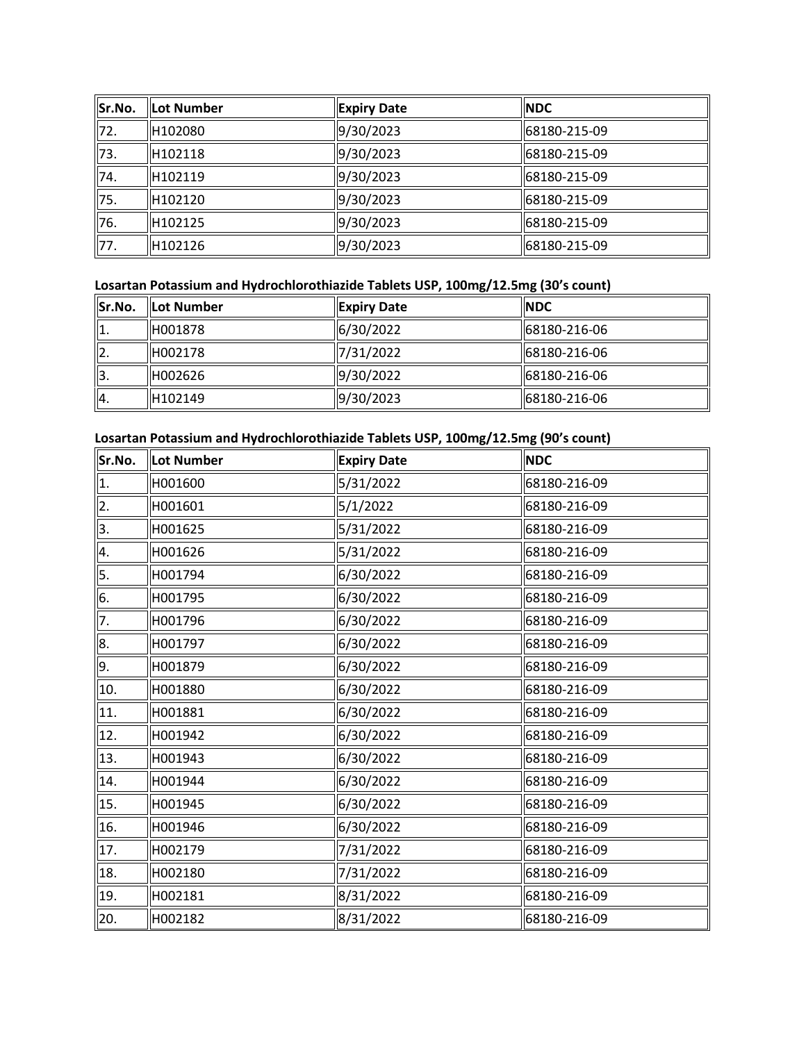| Sr.No. | Lot Number | Expiry Date | NDC |
|---|---|---|---|
| 72. | H102080 | 9/30/2023 | 68180-215-09 |
| 73. | H102118 | 9/30/2023 | 68180-215-09 |
| 74. | H102119 | 9/30/2023 | 68180-215-09 |
| 75. | H102120 | 9/30/2023 | 68180-215-09 |
| 76. | H102125 | 9/30/2023 | 68180-215-09 |
| 77. | H102126 | 9/30/2023 | 68180-215-09 |

**Losartan Potassium and Hydrochlorothiazide Tablets USP, 100mg/12.5mg (30's count)**

| Sr.No. | Lot Number | Expiry Date | NDC |
|---|---|---|---|
| 1. | H001878 | 6/30/2022 | 68180-216-06 |
| 2. | H002178 | 7/31/2022 | 68180-216-06 |
| 3. | H002626 | 9/30/2022 | 68180-216-06 |
| 4. | H102149 | 9/30/2023 | 68180-216-06 |

**Losartan Potassium and Hydrochlorothiazide Tablets USP, 100mg/12.5mg (90's count)**

| Sr.No. | Lot Number | Expiry Date | NDC |
|---|---|---|---|
| 1. | H001600 | 5/31/2022 | 68180-216-09 |
| 2. | H001601 | 5/1/2022 | 68180-216-09 |
| 3. | H001625 | 5/31/2022 | 68180-216-09 |
| 4. | H001626 | 5/31/2022 | 68180-216-09 |
| 5. | H001794 | 6/30/2022 | 68180-216-09 |
| 6. | H001795 | 6/30/2022 | 68180-216-09 |
| 7. | H001796 | 6/30/2022 | 68180-216-09 |
| 8. | H001797 | 6/30/2022 | 68180-216-09 |
| 9. | H001879 | 6/30/2022 | 68180-216-09 |
| 10. | H001880 | 6/30/2022 | 68180-216-09 |
| 11. | H001881 | 6/30/2022 | 68180-216-09 |
| 12. | H001942 | 6/30/2022 | 68180-216-09 |
| 13. | H001943 | 6/30/2022 | 68180-216-09 |
| 14. | H001944 | 6/30/2022 | 68180-216-09 |
| 15. | H001945 | 6/30/2022 | 68180-216-09 |
| 16. | H001946 | 6/30/2022 | 68180-216-09 |
| 17. | H002179 | 7/31/2022 | 68180-216-09 |
| 18. | H002180 | 7/31/2022 | 68180-216-09 |
| 19. | H002181 | 8/31/2022 | 68180-216-09 |
| 20. | H002182 | 8/31/2022 | 68180-216-09 |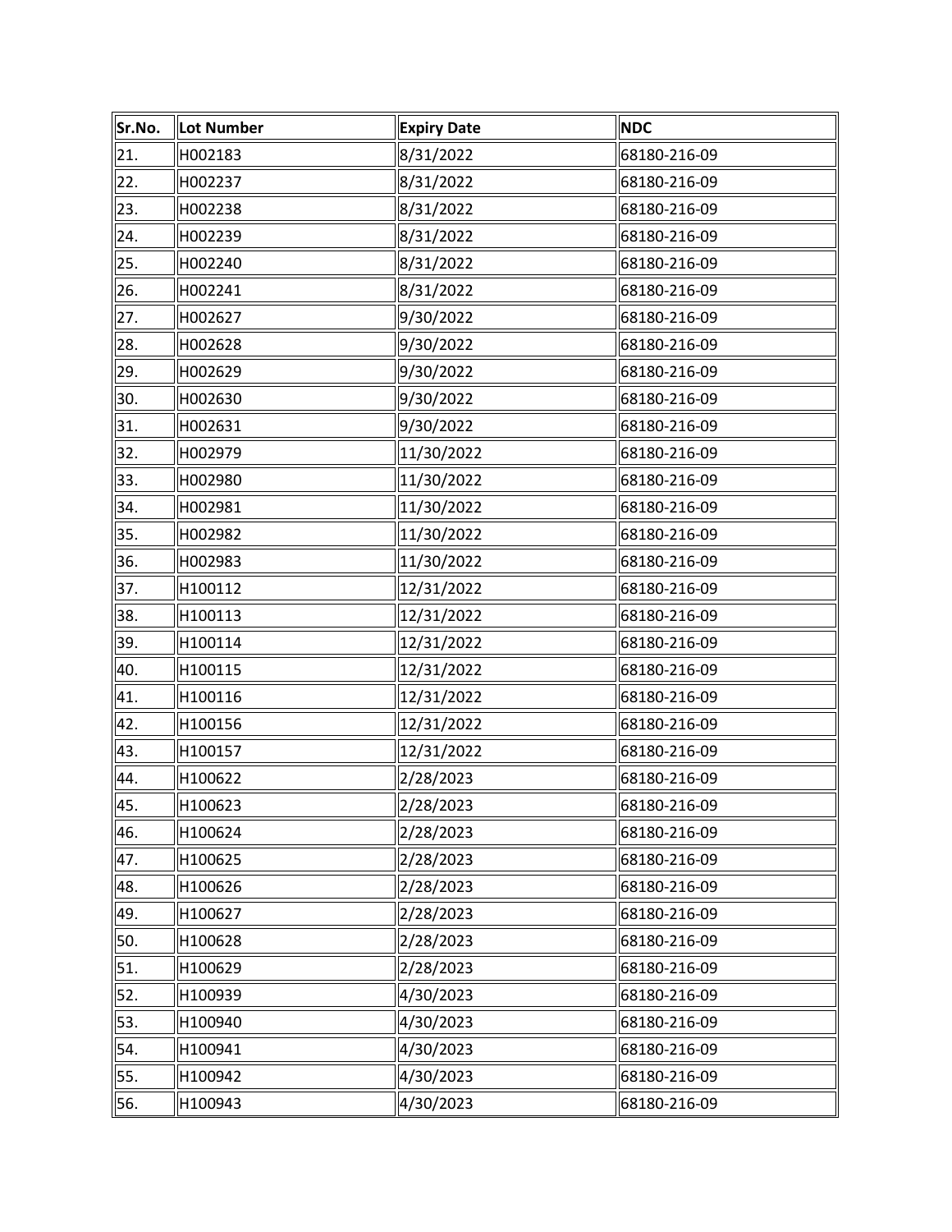| Sr.No. | Lot Number | Expiry Date | NDC |
|---|---|---|---|
| 21. | H002183 | 8/31/2022 | 68180-216-09 |
| 22. | H002237 | 8/31/2022 | 68180-216-09 |
| 23. | H002238 | 8/31/2022 | 68180-216-09 |
| 24. | H002239 | 8/31/2022 | 68180-216-09 |
| 25. | H002240 | 8/31/2022 | 68180-216-09 |
| 26. | H002241 | 8/31/2022 | 68180-216-09 |
| 27. | H002627 | 9/30/2022 | 68180-216-09 |
| 28. | H002628 | 9/30/2022 | 68180-216-09 |
| 29. | H002629 | 9/30/2022 | 68180-216-09 |
| 30. | H002630 | 9/30/2022 | 68180-216-09 |
| 31. | H002631 | 9/30/2022 | 68180-216-09 |
| 32. | H002979 | 11/30/2022 | 68180-216-09 |
| 33. | H002980 | 11/30/2022 | 68180-216-09 |
| 34. | H002981 | 11/30/2022 | 68180-216-09 |
| 35. | H002982 | 11/30/2022 | 68180-216-09 |
| 36. | H002983 | 11/30/2022 | 68180-216-09 |
| 37. | H100112 | 12/31/2022 | 68180-216-09 |
| 38. | H100113 | 12/31/2022 | 68180-216-09 |
| 39. | H100114 | 12/31/2022 | 68180-216-09 |
| 40. | H100115 | 12/31/2022 | 68180-216-09 |
| 41. | H100116 | 12/31/2022 | 68180-216-09 |
| 42. | H100156 | 12/31/2022 | 68180-216-09 |
| 43. | H100157 | 12/31/2022 | 68180-216-09 |
| 44. | H100622 | 2/28/2023 | 68180-216-09 |
| 45. | H100623 | 2/28/2023 | 68180-216-09 |
| 46. | H100624 | 2/28/2023 | 68180-216-09 |
| 47. | H100625 | 2/28/2023 | 68180-216-09 |
| 48. | H100626 | 2/28/2023 | 68180-216-09 |
| 49. | H100627 | 2/28/2023 | 68180-216-09 |
| 50. | H100628 | 2/28/2023 | 68180-216-09 |
| 51. | H100629 | 2/28/2023 | 68180-216-09 |
| 52. | H100939 | 4/30/2023 | 68180-216-09 |
| 53. | H100940 | 4/30/2023 | 68180-216-09 |
| 54. | H100941 | 4/30/2023 | 68180-216-09 |
| 55. | H100942 | 4/30/2023 | 68180-216-09 |
| 56. | H100943 | 4/30/2023 | 68180-216-09 |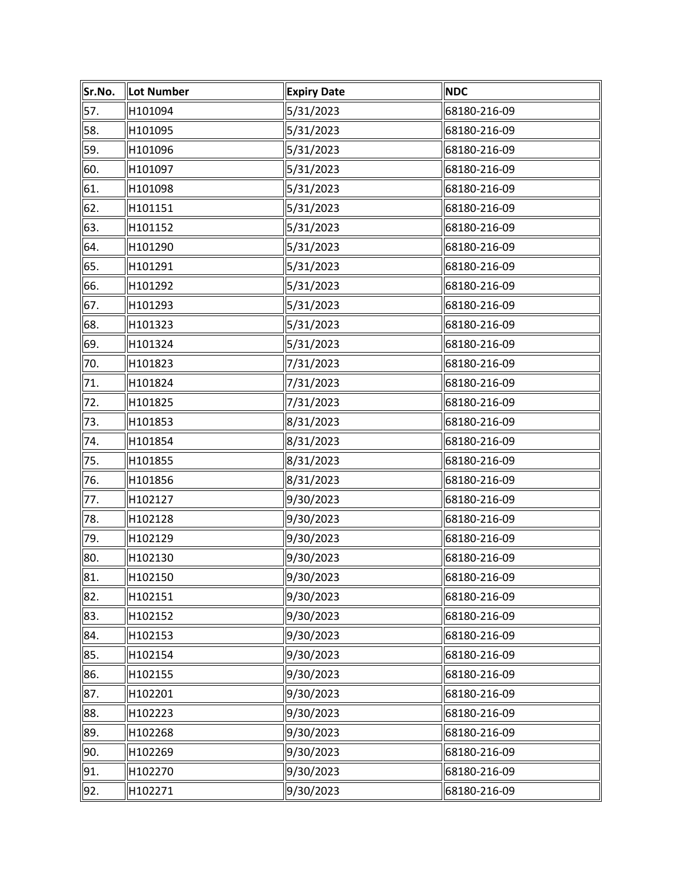| Sr.No. | Lot Number | Expiry Date | NDC |
|---|---|---|---|
| 57. | H101094 | 5/31/2023 | 68180-216-09 |
| 58. | H101095 | 5/31/2023 | 68180-216-09 |
| 59. | H101096 | 5/31/2023 | 68180-216-09 |
| 60. | H101097 | 5/31/2023 | 68180-216-09 |
| 61. | H101098 | 5/31/2023 | 68180-216-09 |
| 62. | H101151 | 5/31/2023 | 68180-216-09 |
| 63. | H101152 | 5/31/2023 | 68180-216-09 |
| 64. | H101290 | 5/31/2023 | 68180-216-09 |
| 65. | H101291 | 5/31/2023 | 68180-216-09 |
| 66. | H101292 | 5/31/2023 | 68180-216-09 |
| 67. | H101293 | 5/31/2023 | 68180-216-09 |
| 68. | H101323 | 5/31/2023 | 68180-216-09 |
| 69. | H101324 | 5/31/2023 | 68180-216-09 |
| 70. | H101823 | 7/31/2023 | 68180-216-09 |
| 71. | H101824 | 7/31/2023 | 68180-216-09 |
| 72. | H101825 | 7/31/2023 | 68180-216-09 |
| 73. | H101853 | 8/31/2023 | 68180-216-09 |
| 74. | H101854 | 8/31/2023 | 68180-216-09 |
| 75. | H101855 | 8/31/2023 | 68180-216-09 |
| 76. | H101856 | 8/31/2023 | 68180-216-09 |
| 77. | H102127 | 9/30/2023 | 68180-216-09 |
| 78. | H102128 | 9/30/2023 | 68180-216-09 |
| 79. | H102129 | 9/30/2023 | 68180-216-09 |
| 80. | H102130 | 9/30/2023 | 68180-216-09 |
| 81. | H102150 | 9/30/2023 | 68180-216-09 |
| 82. | H102151 | 9/30/2023 | 68180-216-09 |
| 83. | H102152 | 9/30/2023 | 68180-216-09 |
| 84. | H102153 | 9/30/2023 | 68180-216-09 |
| 85. | H102154 | 9/30/2023 | 68180-216-09 |
| 86. | H102155 | 9/30/2023 | 68180-216-09 |
| 87. | H102201 | 9/30/2023 | 68180-216-09 |
| 88. | H102223 | 9/30/2023 | 68180-216-09 |
| 89. | H102268 | 9/30/2023 | 68180-216-09 |
| 90. | H102269 | 9/30/2023 | 68180-216-09 |
| 91. | H102270 | 9/30/2023 | 68180-216-09 |
| 92. | H102271 | 9/30/2023 | 68180-216-09 |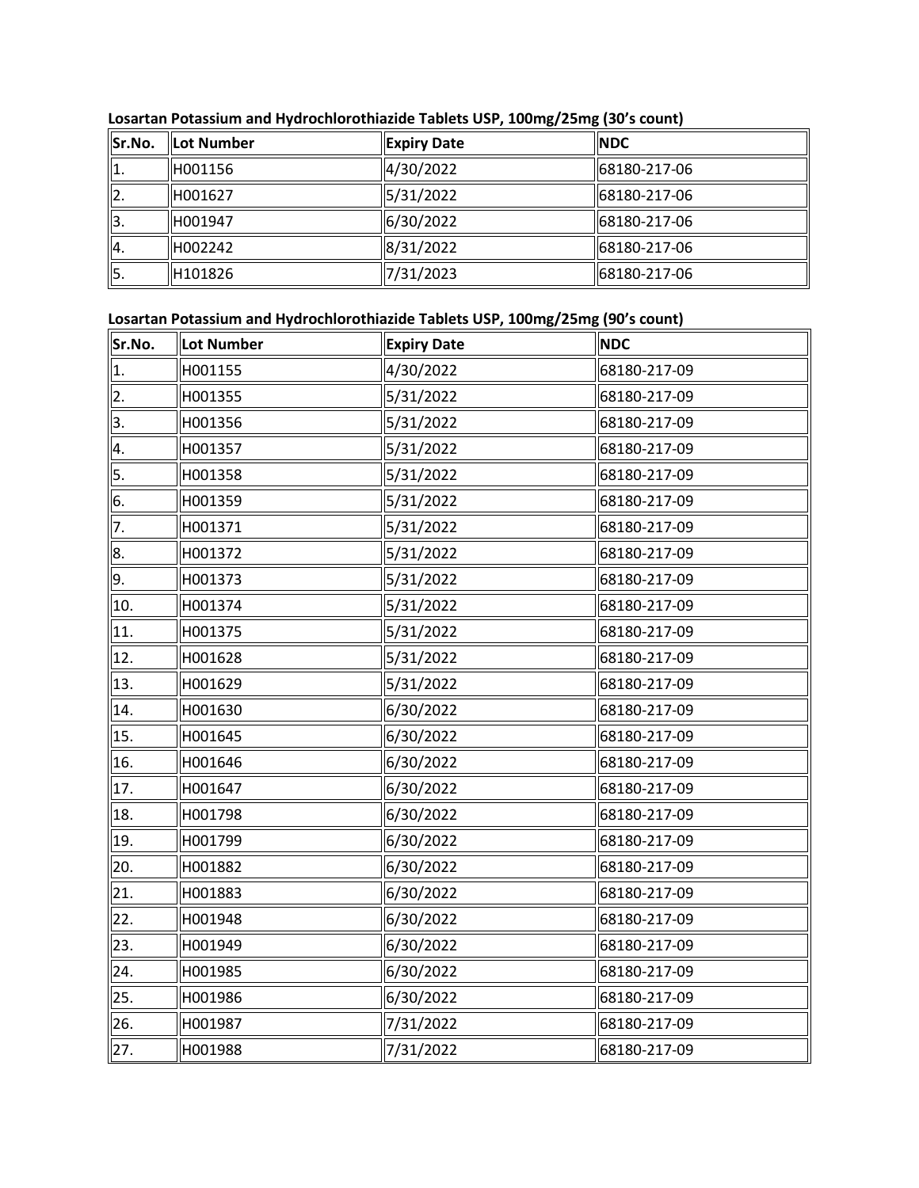**Losartan Potassium and Hydrochlorothiazide Tablets USP, 100mg/25mg (30's count)**

| Sr.No. | Lot Number | Expiry Date | NDC |
|---|---|---|---|
| 1. | H001156 | 4/30/2022 | 68180-217-06 |
| 2. | H001627 | 5/31/2022 | 68180-217-06 |
| 3. | H001947 | 6/30/2022 | 68180-217-06 |
| 4. | H002242 | 8/31/2022 | 68180-217-06 |
| 5. | H101826 | 7/31/2023 | 68180-217-06 |

**Losartan Potassium and Hydrochlorothiazide Tablets USP, 100mg/25mg (90's count)**

| Sr.No. | Lot Number | Expiry Date | NDC |
|---|---|---|---|
| 1. | H001155 | 4/30/2022 | 68180-217-09 |
| 2. | H001355 | 5/31/2022 | 68180-217-09 |
| 3. | H001356 | 5/31/2022 | 68180-217-09 |
| 4. | H001357 | 5/31/2022 | 68180-217-09 |
| 5. | H001358 | 5/31/2022 | 68180-217-09 |
| 6. | H001359 | 5/31/2022 | 68180-217-09 |
| 7. | H001371 | 5/31/2022 | 68180-217-09 |
| 8. | H001372 | 5/31/2022 | 68180-217-09 |
| 9. | H001373 | 5/31/2022 | 68180-217-09 |
| 10. | H001374 | 5/31/2022 | 68180-217-09 |
| 11. | H001375 | 5/31/2022 | 68180-217-09 |
| 12. | H001628 | 5/31/2022 | 68180-217-09 |
| 13. | H001629 | 5/31/2022 | 68180-217-09 |
| 14. | H001630 | 6/30/2022 | 68180-217-09 |
| 15. | H001645 | 6/30/2022 | 68180-217-09 |
| 16. | H001646 | 6/30/2022 | 68180-217-09 |
| 17. | H001647 | 6/30/2022 | 68180-217-09 |
| 18. | H001798 | 6/30/2022 | 68180-217-09 |
| 19. | H001799 | 6/30/2022 | 68180-217-09 |
| 20. | H001882 | 6/30/2022 | 68180-217-09 |
| 21. | H001883 | 6/30/2022 | 68180-217-09 |
| 22. | H001948 | 6/30/2022 | 68180-217-09 |
| 23. | H001949 | 6/30/2022 | 68180-217-09 |
| 24. | H001985 | 6/30/2022 | 68180-217-09 |
| 25. | H001986 | 6/30/2022 | 68180-217-09 |
| 26. | H001987 | 7/31/2022 | 68180-217-09 |
| 27. | H001988 | 7/31/2022 | 68180-217-09 |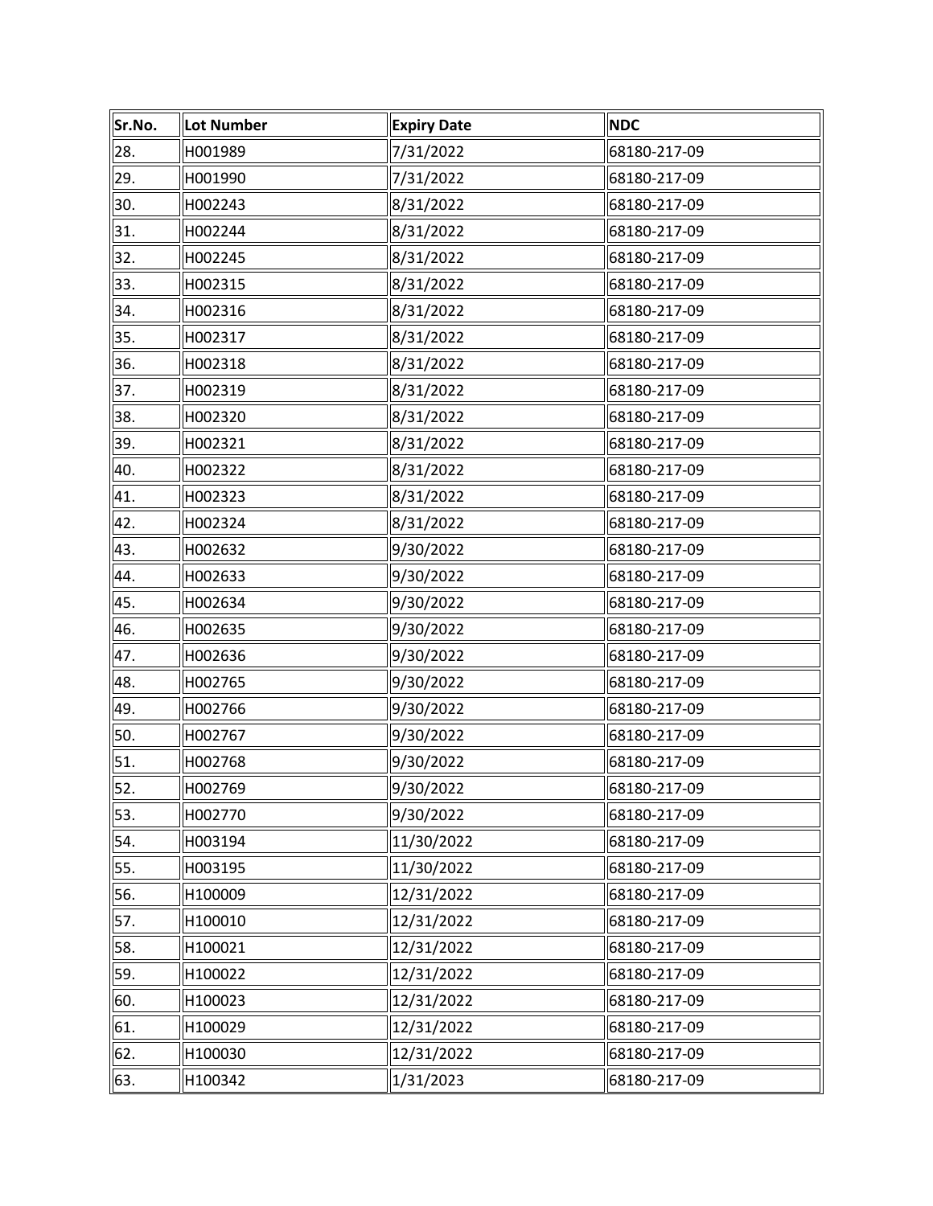| Sr.No. | Lot Number | Expiry Date | NDC |
|---|---|---|---|
| 28. | H001989 | 7/31/2022 | 68180-217-09 |
| 29. | H001990 | 7/31/2022 | 68180-217-09 |
| 30. | H002243 | 8/31/2022 | 68180-217-09 |
| 31. | H002244 | 8/31/2022 | 68180-217-09 |
| 32. | H002245 | 8/31/2022 | 68180-217-09 |
| 33. | H002315 | 8/31/2022 | 68180-217-09 |
| 34. | H002316 | 8/31/2022 | 68180-217-09 |
| 35. | H002317 | 8/31/2022 | 68180-217-09 |
| 36. | H002318 | 8/31/2022 | 68180-217-09 |
| 37. | H002319 | 8/31/2022 | 68180-217-09 |
| 38. | H002320 | 8/31/2022 | 68180-217-09 |
| 39. | H002321 | 8/31/2022 | 68180-217-09 |
| 40. | H002322 | 8/31/2022 | 68180-217-09 |
| 41. | H002323 | 8/31/2022 | 68180-217-09 |
| 42. | H002324 | 8/31/2022 | 68180-217-09 |
| 43. | H002632 | 9/30/2022 | 68180-217-09 |
| 44. | H002633 | 9/30/2022 | 68180-217-09 |
| 45. | H002634 | 9/30/2022 | 68180-217-09 |
| 46. | H002635 | 9/30/2022 | 68180-217-09 |
| 47. | H002636 | 9/30/2022 | 68180-217-09 |
| 48. | H002765 | 9/30/2022 | 68180-217-09 |
| 49. | H002766 | 9/30/2022 | 68180-217-09 |
| 50. | H002767 | 9/30/2022 | 68180-217-09 |
| 51. | H002768 | 9/30/2022 | 68180-217-09 |
| 52. | H002769 | 9/30/2022 | 68180-217-09 |
| 53. | H002770 | 9/30/2022 | 68180-217-09 |
| 54. | H003194 | 11/30/2022 | 68180-217-09 |
| 55. | H003195 | 11/30/2022 | 68180-217-09 |
| 56. | H100009 | 12/31/2022 | 68180-217-09 |
| 57. | H100010 | 12/31/2022 | 68180-217-09 |
| 58. | H100021 | 12/31/2022 | 68180-217-09 |
| 59. | H100022 | 12/31/2022 | 68180-217-09 |
| 60. | H100023 | 12/31/2022 | 68180-217-09 |
| 61. | H100029 | 12/31/2022 | 68180-217-09 |
| 62. | H100030 | 12/31/2022 | 68180-217-09 |
| 63. | H100342 | 1/31/2023 | 68180-217-09 |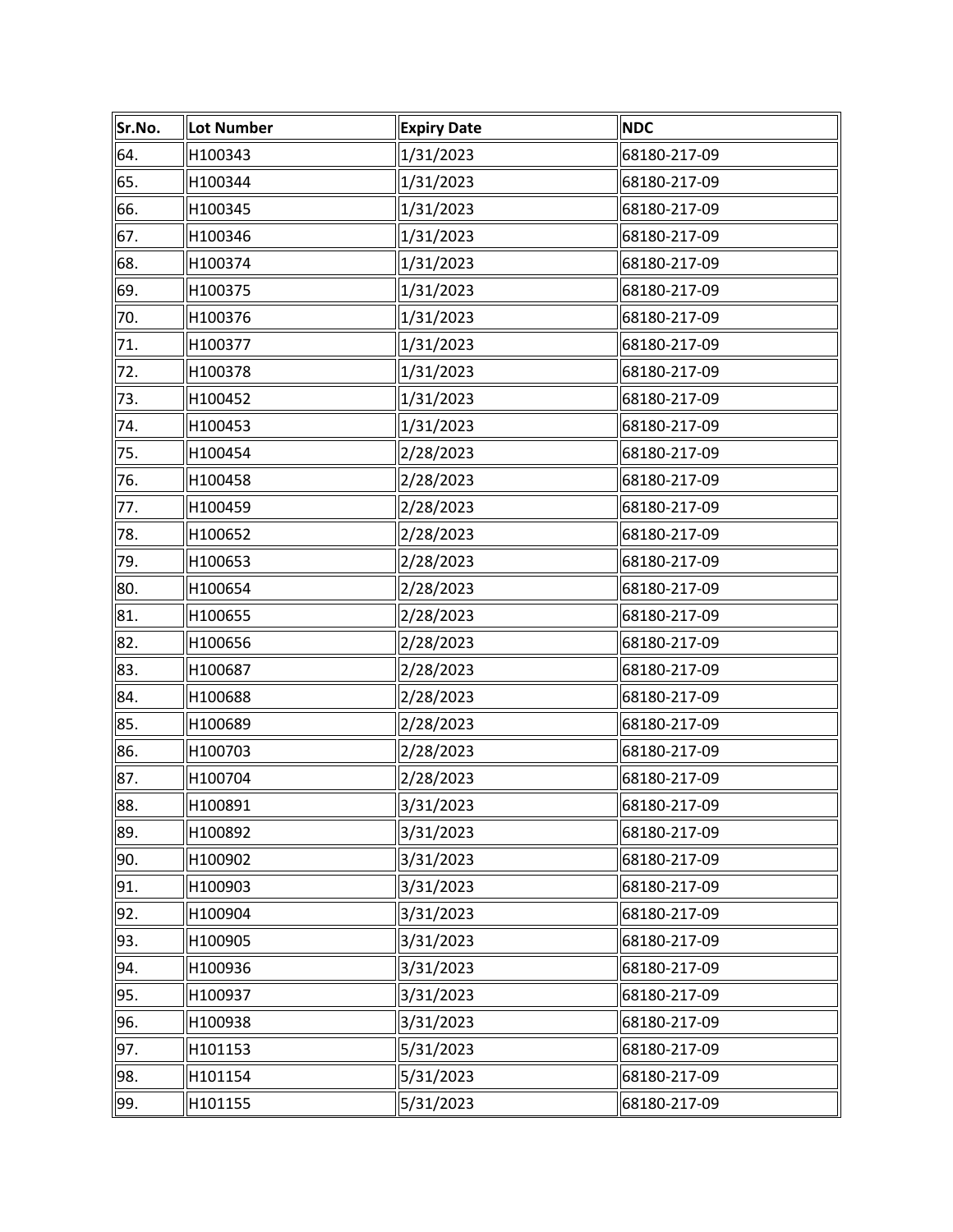| Sr.No. | Lot Number | Expiry Date | NDC |
| --- | --- | --- | --- |
| 64. | H100343 | 1/31/2023 | 68180-217-09 |
| 65. | H100344 | 1/31/2023 | 68180-217-09 |
| 66. | H100345 | 1/31/2023 | 68180-217-09 |
| 67. | H100346 | 1/31/2023 | 68180-217-09 |
| 68. | H100374 | 1/31/2023 | 68180-217-09 |
| 69. | H100375 | 1/31/2023 | 68180-217-09 |
| 70. | H100376 | 1/31/2023 | 68180-217-09 |
| 71. | H100377 | 1/31/2023 | 68180-217-09 |
| 72. | H100378 | 1/31/2023 | 68180-217-09 |
| 73. | H100452 | 1/31/2023 | 68180-217-09 |
| 74. | H100453 | 1/31/2023 | 68180-217-09 |
| 75. | H100454 | 2/28/2023 | 68180-217-09 |
| 76. | H100458 | 2/28/2023 | 68180-217-09 |
| 77. | H100459 | 2/28/2023 | 68180-217-09 |
| 78. | H100652 | 2/28/2023 | 68180-217-09 |
| 79. | H100653 | 2/28/2023 | 68180-217-09 |
| 80. | H100654 | 2/28/2023 | 68180-217-09 |
| 81. | H100655 | 2/28/2023 | 68180-217-09 |
| 82. | H100656 | 2/28/2023 | 68180-217-09 |
| 83. | H100687 | 2/28/2023 | 68180-217-09 |
| 84. | H100688 | 2/28/2023 | 68180-217-09 |
| 85. | H100689 | 2/28/2023 | 68180-217-09 |
| 86. | H100703 | 2/28/2023 | 68180-217-09 |
| 87. | H100704 | 2/28/2023 | 68180-217-09 |
| 88. | H100891 | 3/31/2023 | 68180-217-09 |
| 89. | H100892 | 3/31/2023 | 68180-217-09 |
| 90. | H100902 | 3/31/2023 | 68180-217-09 |
| 91. | H100903 | 3/31/2023 | 68180-217-09 |
| 92. | H100904 | 3/31/2023 | 68180-217-09 |
| 93. | H100905 | 3/31/2023 | 68180-217-09 |
| 94. | H100936 | 3/31/2023 | 68180-217-09 |
| 95. | H100937 | 3/31/2023 | 68180-217-09 |
| 96. | H100938 | 3/31/2023 | 68180-217-09 |
| 97. | H101153 | 5/31/2023 | 68180-217-09 |
| 98. | H101154 | 5/31/2023 | 68180-217-09 |
| 99. | H101155 | 5/31/2023 | 68180-217-09 |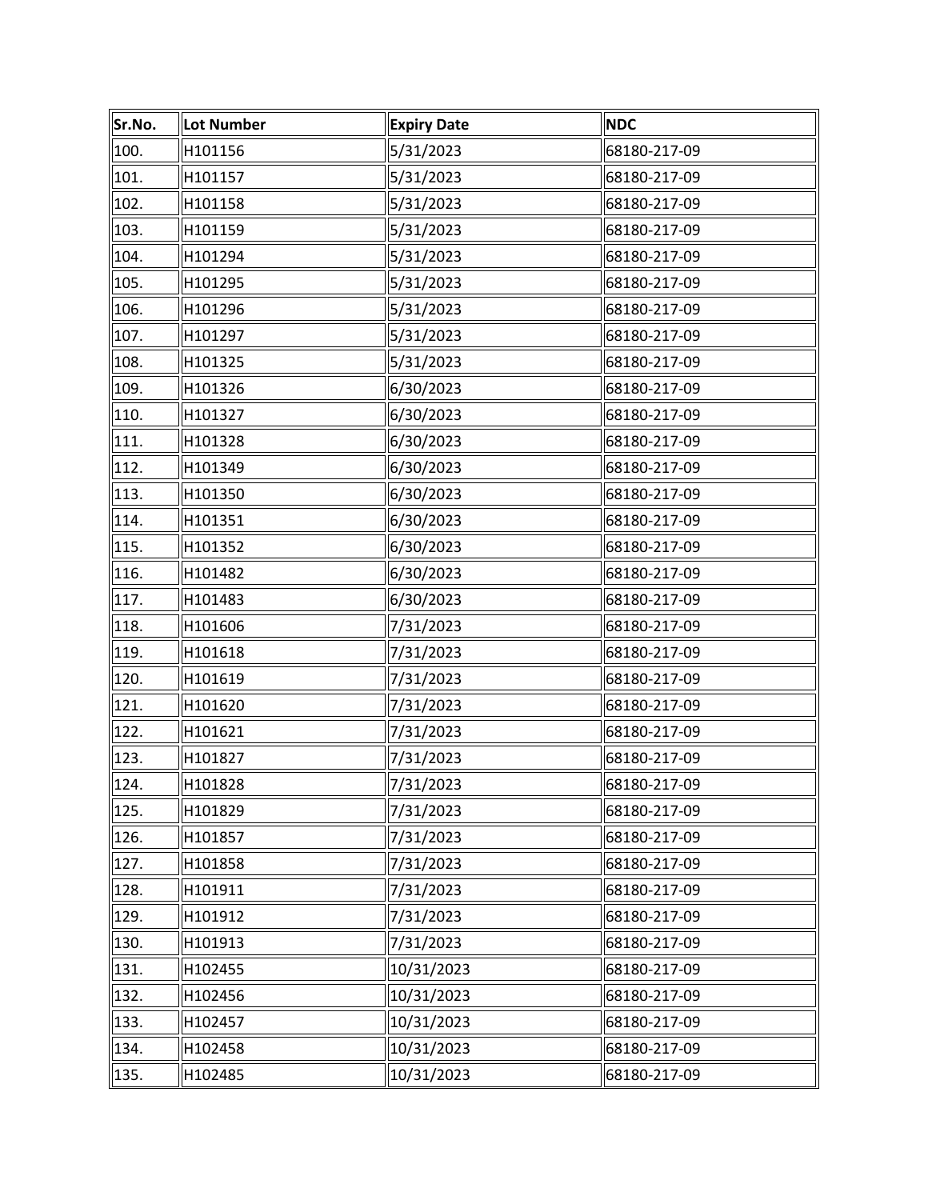| Sr.No. | Lot Number | Expiry Date | NDC |
|---|---|---|---|
| 100. | H101156 | 5/31/2023 | 68180-217-09 |
| 101. | H101157 | 5/31/2023 | 68180-217-09 |
| 102. | H101158 | 5/31/2023 | 68180-217-09 |
| 103. | H101159 | 5/31/2023 | 68180-217-09 |
| 104. | H101294 | 5/31/2023 | 68180-217-09 |
| 105. | H101295 | 5/31/2023 | 68180-217-09 |
| 106. | H101296 | 5/31/2023 | 68180-217-09 |
| 107. | H101297 | 5/31/2023 | 68180-217-09 |
| 108. | H101325 | 5/31/2023 | 68180-217-09 |
| 109. | H101326 | 6/30/2023 | 68180-217-09 |
| 110. | H101327 | 6/30/2023 | 68180-217-09 |
| 111. | H101328 | 6/30/2023 | 68180-217-09 |
| 112. | H101349 | 6/30/2023 | 68180-217-09 |
| 113. | H101350 | 6/30/2023 | 68180-217-09 |
| 114. | H101351 | 6/30/2023 | 68180-217-09 |
| 115. | H101352 | 6/30/2023 | 68180-217-09 |
| 116. | H101482 | 6/30/2023 | 68180-217-09 |
| 117. | H101483 | 6/30/2023 | 68180-217-09 |
| 118. | H101606 | 7/31/2023 | 68180-217-09 |
| 119. | H101618 | 7/31/2023 | 68180-217-09 |
| 120. | H101619 | 7/31/2023 | 68180-217-09 |
| 121. | H101620 | 7/31/2023 | 68180-217-09 |
| 122. | H101621 | 7/31/2023 | 68180-217-09 |
| 123. | H101827 | 7/31/2023 | 68180-217-09 |
| 124. | H101828 | 7/31/2023 | 68180-217-09 |
| 125. | H101829 | 7/31/2023 | 68180-217-09 |
| 126. | H101857 | 7/31/2023 | 68180-217-09 |
| 127. | H101858 | 7/31/2023 | 68180-217-09 |
| 128. | H101911 | 7/31/2023 | 68180-217-09 |
| 129. | H101912 | 7/31/2023 | 68180-217-09 |
| 130. | H101913 | 7/31/2023 | 68180-217-09 |
| 131. | H102455 | 10/31/2023 | 68180-217-09 |
| 132. | H102456 | 10/31/2023 | 68180-217-09 |
| 133. | H102457 | 10/31/2023 | 68180-217-09 |
| 134. | H102458 | 10/31/2023 | 68180-217-09 |
| 135. | H102485 | 10/31/2023 | 68180-217-09 |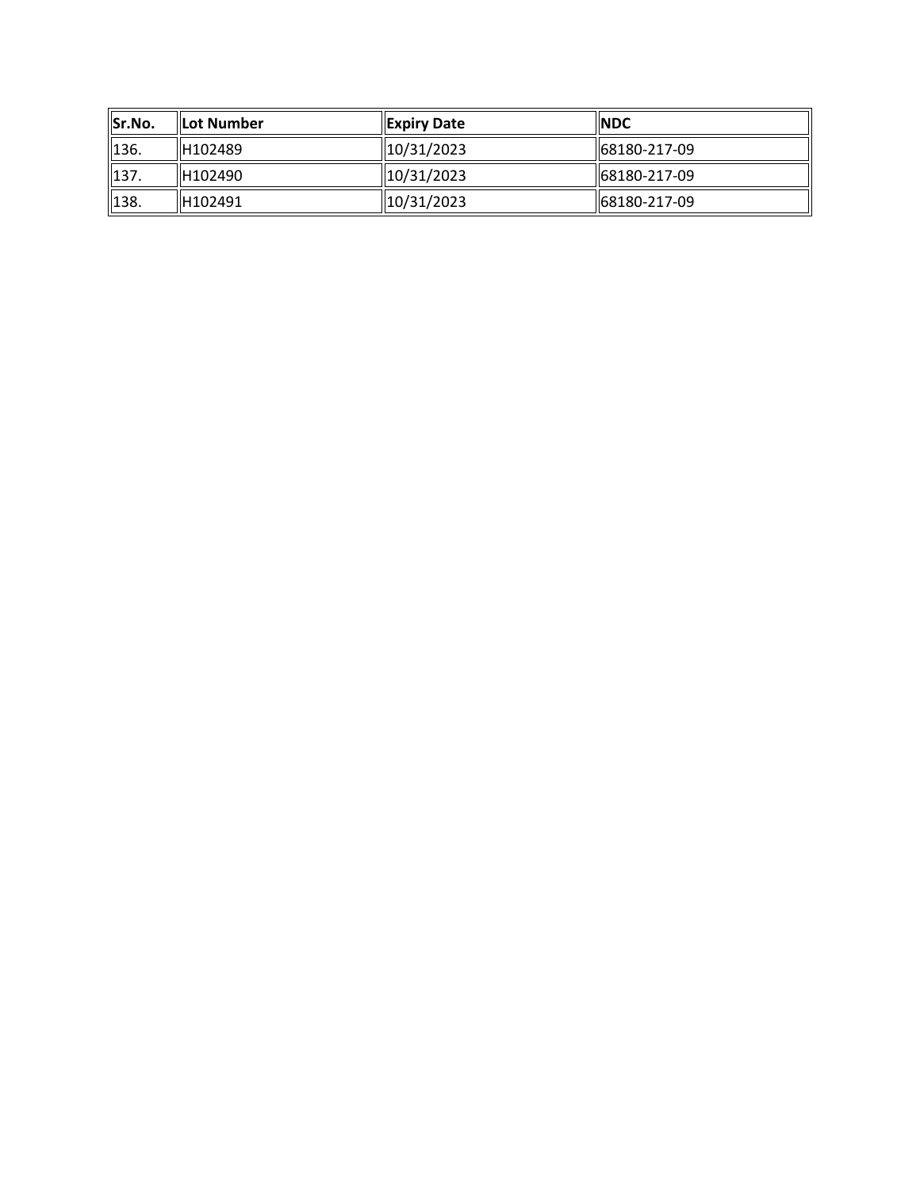| Sr.No. | Lot Number | Expiry Date | NDC |
| --- | --- | --- | --- |
| 136. | H102489 | 10/31/2023 | 68180-217-09 |
| 137. | H102490 | 10/31/2023 | 68180-217-09 |
| 138. | H102491 | 10/31/2023 | 68180-217-09 |